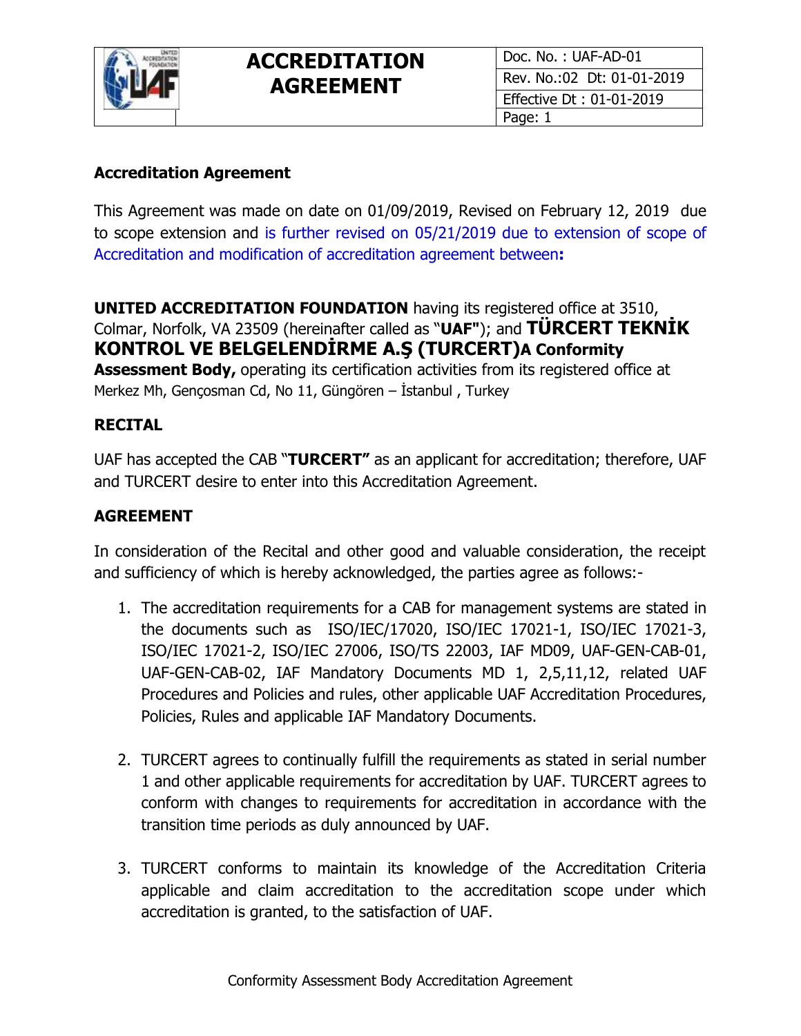**Accreditation Agreement**

This Agreement was made on date on 01/09/2019, Revised on February 12, 2019 due to scope extension and is further revised on 05/21/2019 due to extension of scope of Accreditation and modification of accreditation agreement between**:**

**UNITED ACCREDITATION FOUNDATION** having its registered office at 3510, Colmar, Norfolk, VA 23509 (hereinafter called as "**UAF"**); and **TÜRCERT TEKNİK KONTROL VE BELGELENDİRME A.Ş (TURCERT)A Conformity Assessment Body,** operating its certification activities from its registered office at Merkez Mh, Gençosman Cd, No 11, Güngören – İstanbul , Turkey

**RECITAL**

UAF has accepted the CAB "**TURCERT"** as an applicant for accreditation; therefore, UAF and TURCERT desire to enter into this Accreditation Agreement.

**AGREEMENT**

In consideration of the Recital and other good and valuable consideration, the receipt and sufficiency of which is hereby acknowledged, the parties agree as follows:-

1. The accreditation requirements for a CAB for management systems are stated in the documents such as ISO/IEC/17020, ISO/IEC 17021-1, ISO/IEC 17021-3, ISO/IEC 17021-2, ISO/IEC 27006, ISO/TS 22003, IAF MD09, UAF-GEN-CAB-01, UAF-GEN-CAB-02, IAF Mandatory Documents MD 1, 2,5,11,12, related UAF Procedures and Policies and rules, other applicable UAF Accreditation Procedures, Policies, Rules and applicable IAF Mandatory Documents.

2. TURCERT agrees to continually fulfill the requirements as stated in serial number 1 and other applicable requirements for accreditation by UAF. TURCERT agrees to conform with changes to requirements for accreditation in accordance with the transition time periods as duly announced by UAF.

3. TURCERT conforms to maintain its knowledge of the Accreditation Criteria applicable and claim accreditation to the accreditation scope under which accreditation is granted, to the satisfaction of UAF.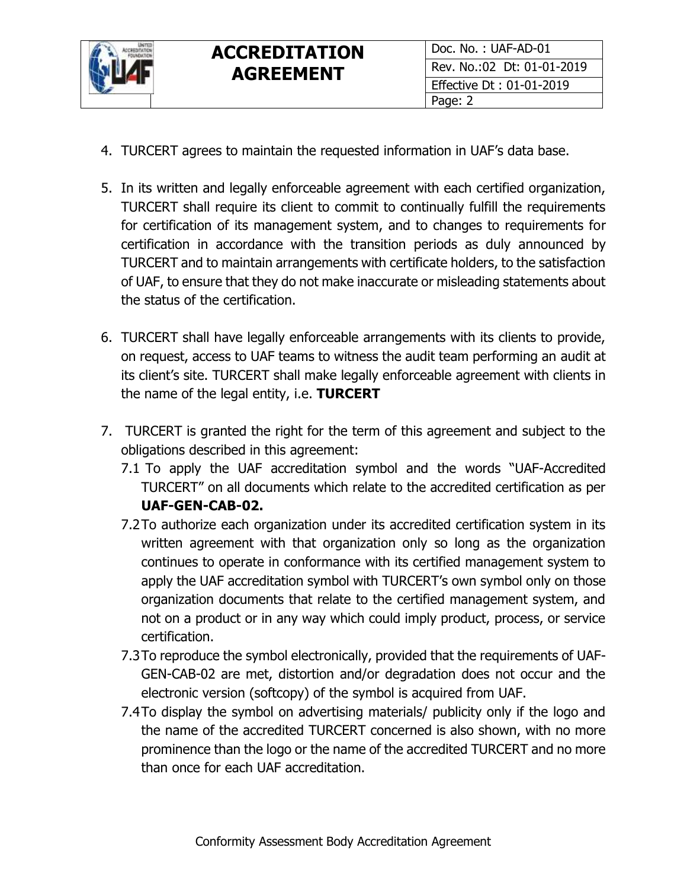4. TURCERT agrees to maintain the requested information in UAF's data base.

5. In its written and legally enforceable agreement with each certified organization, TURCERT shall require its client to commit to continually fulfill the requirements for certification of its management system, and to changes to requirements for certification in accordance with the transition periods as duly announced by TURCERT and to maintain arrangements with certificate holders, to the satisfaction of UAF, to ensure that they do not make inaccurate or misleading statements about the status of the certification.

6. TURCERT shall have legally enforceable arrangements with its clients to provide, on request, access to UAF teams to witness the audit team performing an audit at its client's site. TURCERT shall make legally enforceable agreement with clients in the name of the legal entity, i.e. **TURCERT**

7. TURCERT is granted the right for the term of this agreement and subject to the obligations described in this agreement:
   - 7.1 To apply the UAF accreditation symbol and the words "UAF-Accredited TURCERT" on all documents which relate to the accredited certification as per **UAF-GEN-CAB-02.**
   - 7.2 To authorize each organization under its accredited certification system in its written agreement with that organization only so long as the organization continues to operate in conformance with its certified management system to apply the UAF accreditation symbol with TURCERT's own symbol only on those organization documents that relate to the certified management system, and not on a product or in any way which could imply product, process, or service certification.
   - 7.3 To reproduce the symbol electronically, provided that the requirements of UAF-GEN-CAB-02 are met, distortion and/or degradation does not occur and the electronic version (softcopy) of the symbol is acquired from UAF.
   - 7.4 To display the symbol on advertising materials/ publicity only if the logo and the name of the accredited TURCERT concerned is also shown, with no more prominence than the logo or the name of the accredited TURCERT and no more than once for each UAF accreditation.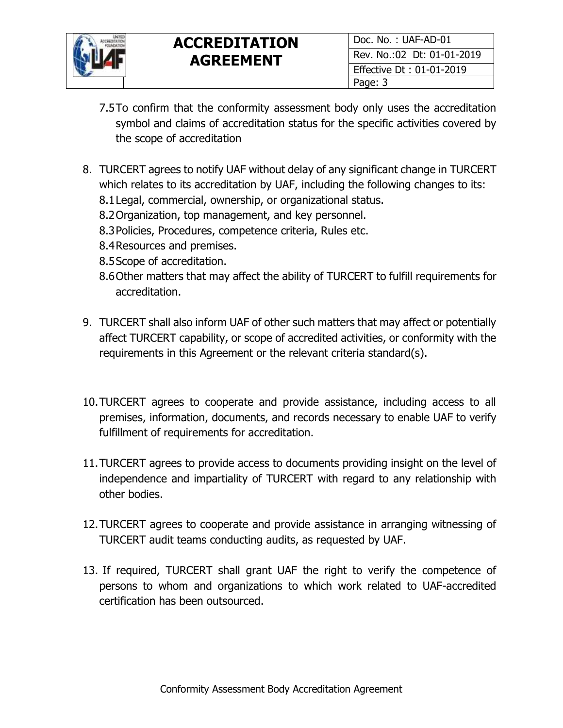7.5 To confirm that the conformity assessment body only uses the accreditation symbol and claims of accreditation status for the specific activities covered by the scope of accreditation

8. TURCERT agrees to notify UAF without delay of any significant change in TURCERT which relates to its accreditation by UAF, including the following changes to its:
   8.1 Legal, commercial, ownership, or organizational status.
   8.2 Organization, top management, and key personnel.
   8.3 Policies, Procedures, competence criteria, Rules etc.
   8.4 Resources and premises.
   8.5 Scope of accreditation.
   8.6 Other matters that may affect the ability of TURCERT to fulfill requirements for accreditation.

9. TURCERT shall also inform UAF of other such matters that may affect or potentially affect TURCERT capability, or scope of accredited activities, or conformity with the requirements in this Agreement or the relevant criteria standard(s).

10. TURCERT agrees to cooperate and provide assistance, including access to all premises, information, documents, and records necessary to enable UAF to verify fulfillment of requirements for accreditation.

11. TURCERT agrees to provide access to documents providing insight on the level of independence and impartiality of TURCERT with regard to any relationship with other bodies.

12. TURCERT agrees to cooperate and provide assistance in arranging witnessing of TURCERT audit teams conducting audits, as requested by UAF.

13. If required, TURCERT shall grant UAF the right to verify the competence of persons to whom and organizations to which work related to UAF-accredited certification has been outsourced.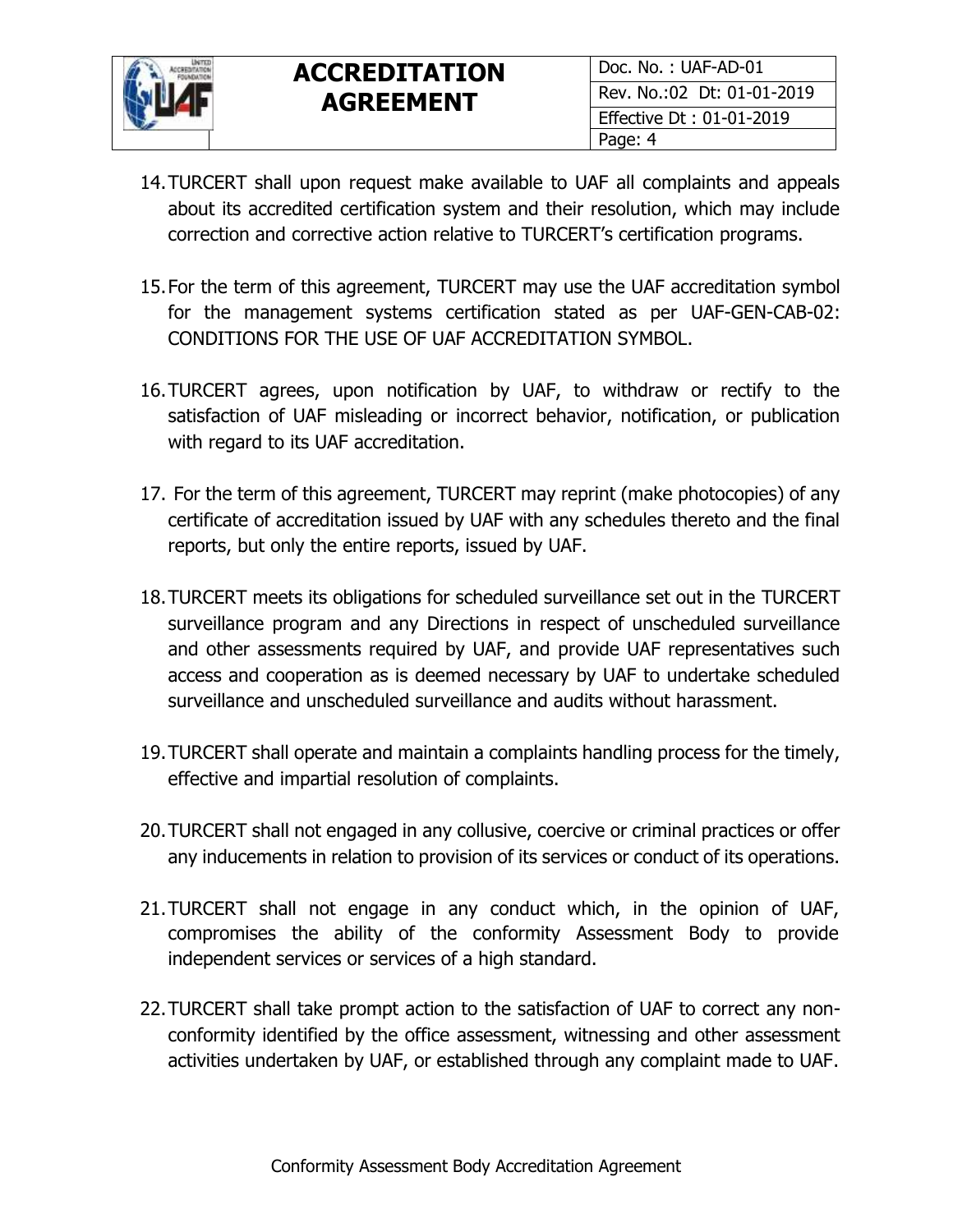14. TURCERT shall upon request make available to UAF all complaints and appeals about its accredited certification system and their resolution, which may include correction and corrective action relative to TURCERT's certification programs.

15. For the term of this agreement, TURCERT may use the UAF accreditation symbol for the management systems certification stated as per UAF-GEN-CAB-02: CONDITIONS FOR THE USE OF UAF ACCREDITATION SYMBOL.

16. TURCERT agrees, upon notification by UAF, to withdraw or rectify to the satisfaction of UAF misleading or incorrect behavior, notification, or publication with regard to its UAF accreditation.

17. For the term of this agreement, TURCERT may reprint (make photocopies) of any certificate of accreditation issued by UAF with any schedules thereto and the final reports, but only the entire reports, issued by UAF.

18. TURCERT meets its obligations for scheduled surveillance set out in the TURCERT surveillance program and any Directions in respect of unscheduled surveillance and other assessments required by UAF, and provide UAF representatives such access and cooperation as is deemed necessary by UAF to undertake scheduled surveillance and unscheduled surveillance and audits without harassment.

19. TURCERT shall operate and maintain a complaints handling process for the timely, effective and impartial resolution of complaints.

20. TURCERT shall not engaged in any collusive, coercive or criminal practices or offer any inducements in relation to provision of its services or conduct of its operations.

21. TURCERT shall not engage in any conduct which, in the opinion of UAF, compromises the ability of the conformity Assessment Body to provide independent services or services of a high standard.

22. TURCERT shall take prompt action to the satisfaction of UAF to correct any non-conformity identified by the office assessment, witnessing and other assessment activities undertaken by UAF, or established through any complaint made to UAF.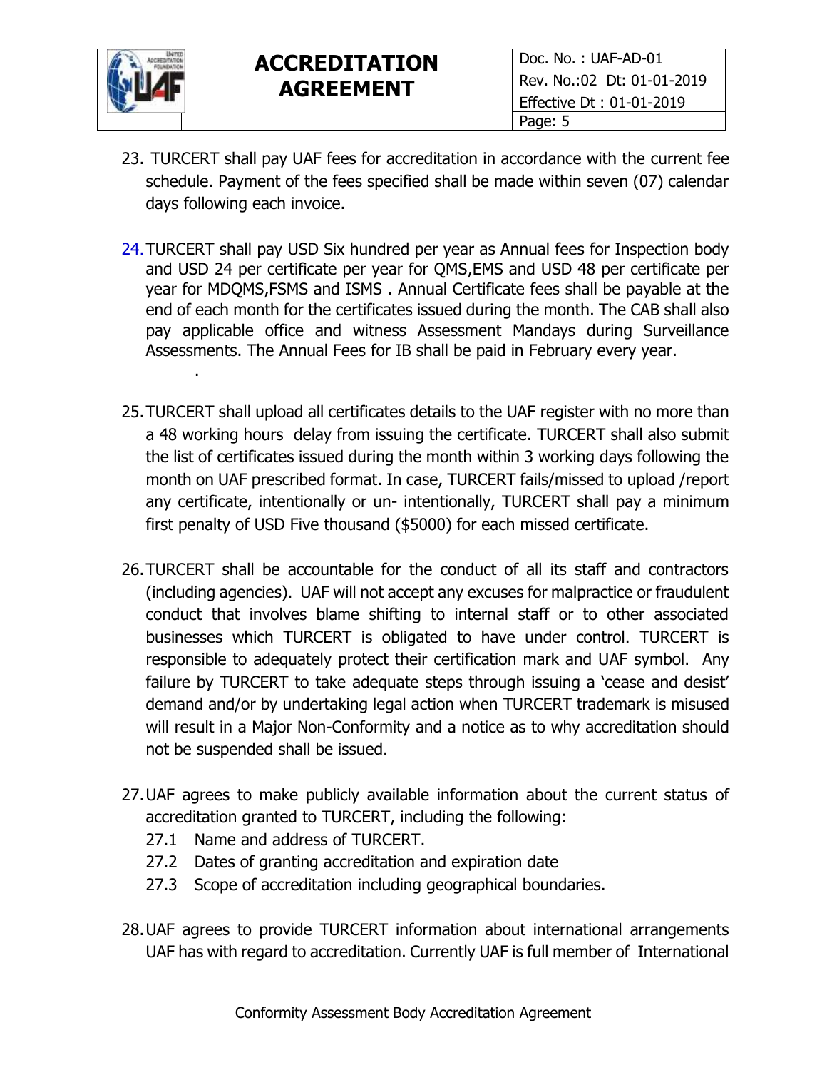23. TURCERT shall pay UAF fees for accreditation in accordance with the current fee schedule. Payment of the fees specified shall be made within seven (07) calendar days following each invoice.

24. TURCERT shall pay USD Six hundred per year as Annual fees for Inspection body and USD 24 per certificate per year for QMS,EMS and USD 48 per certificate per year for MDQMS,FSMS and ISMS . Annual Certificate fees shall be payable at the end of each month for the certificates issued during the month. The CAB shall also pay applicable office and witness Assessment Mandays during Surveillance Assessments. The Annual Fees for IB shall be paid in February every year.
 .

25. TURCERT shall upload all certificates details to the UAF register with no more than a 48 working hours delay from issuing the certificate. TURCERT shall also submit the list of certificates issued during the month within 3 working days following the month on UAF prescribed format. In case, TURCERT fails/missed to upload /report any certificate, intentionally or un- intentionally, TURCERT shall pay a minimum first penalty of USD Five thousand ($5000) for each missed certificate.

26. TURCERT shall be accountable for the conduct of all its staff and contractors (including agencies). UAF will not accept any excuses for malpractice or fraudulent conduct that involves blame shifting to internal staff or to other associated businesses which TURCERT is obligated to have under control. TURCERT is responsible to adequately protect their certification mark and UAF symbol. Any failure by TURCERT to take adequate steps through issuing a 'cease and desist' demand and/or by undertaking legal action when TURCERT trademark is misused will result in a Major Non-Conformity and a notice as to why accreditation should not be suspended shall be issued.

27. UAF agrees to make publicly available information about the current status of accreditation granted to TURCERT, including the following:
    27.1 Name and address of TURCERT.
    27.2 Dates of granting accreditation and expiration date
    27.3 Scope of accreditation including geographical boundaries.

28. UAF agrees to provide TURCERT information about international arrangements UAF has with regard to accreditation. Currently UAF is full member of International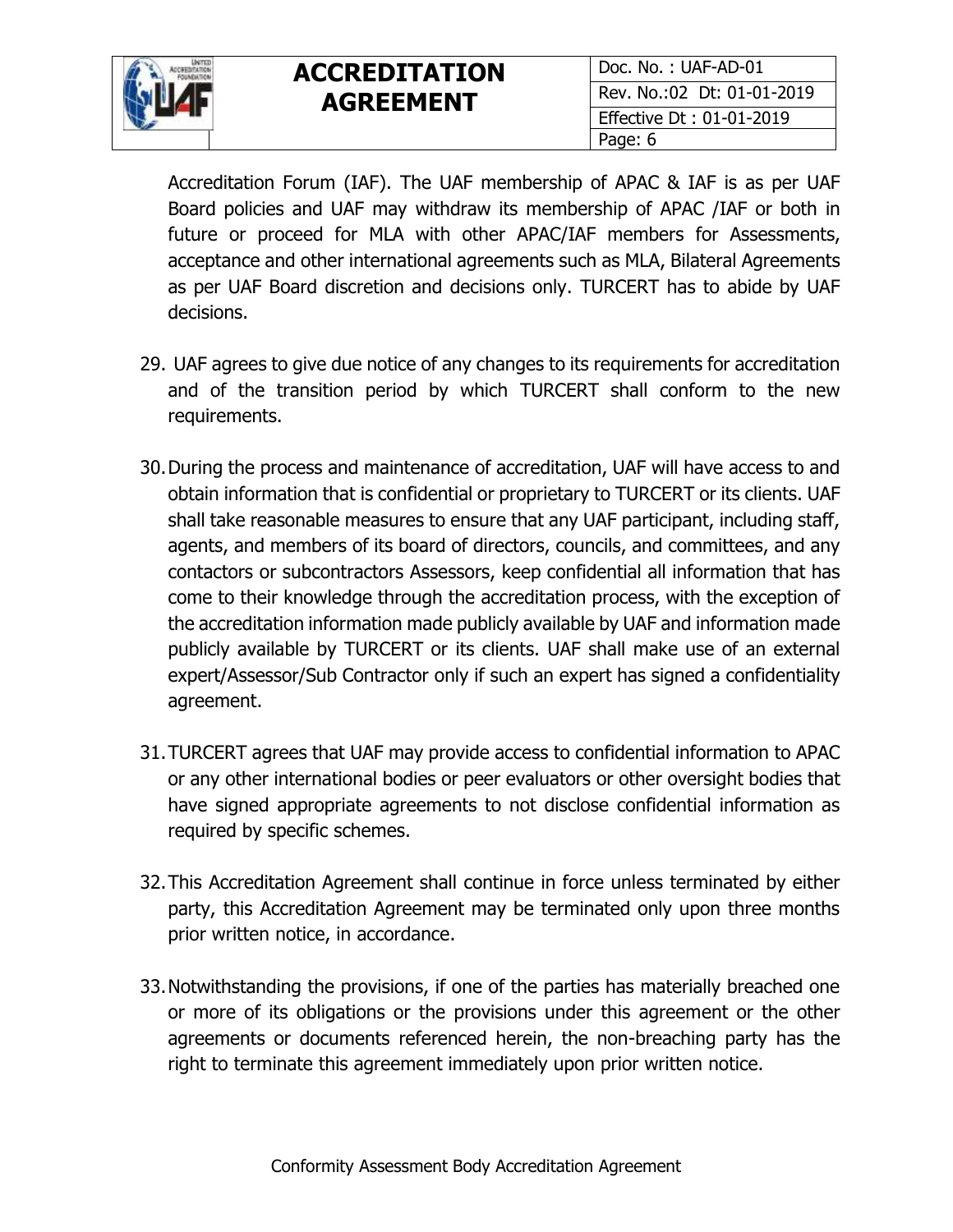Accreditation Forum (IAF). The UAF membership of APAC & IAF is as per UAF Board policies and UAF may withdraw its membership of APAC /IAF or both in future or proceed for MLA with other APAC/IAF members for Assessments, acceptance and other international agreements such as MLA, Bilateral Agreements as per UAF Board discretion and decisions only. TURCERT has to abide by UAF decisions.

29. UAF agrees to give due notice of any changes to its requirements for accreditation and of the transition period by which TURCERT shall conform to the new requirements.

30. During the process and maintenance of accreditation, UAF will have access to and obtain information that is confidential or proprietary to TURCERT or its clients. UAF shall take reasonable measures to ensure that any UAF participant, including staff, agents, and members of its board of directors, councils, and committees, and any contactors or subcontractors Assessors, keep confidential all information that has come to their knowledge through the accreditation process, with the exception of the accreditation information made publicly available by UAF and information made publicly available by TURCERT or its clients. UAF shall make use of an external expert/Assessor/Sub Contractor only if such an expert has signed a confidentiality agreement.

31. TURCERT agrees that UAF may provide access to confidential information to APAC or any other international bodies or peer evaluators or other oversight bodies that have signed appropriate agreements to not disclose confidential information as required by specific schemes.

32. This Accreditation Agreement shall continue in force unless terminated by either party, this Accreditation Agreement may be terminated only upon three months prior written notice, in accordance.

33. Notwithstanding the provisions, if one of the parties has materially breached one or more of its obligations or the provisions under this agreement or the other agreements or documents referenced herein, the non-breaching party has the right to terminate this agreement immediately upon prior written notice.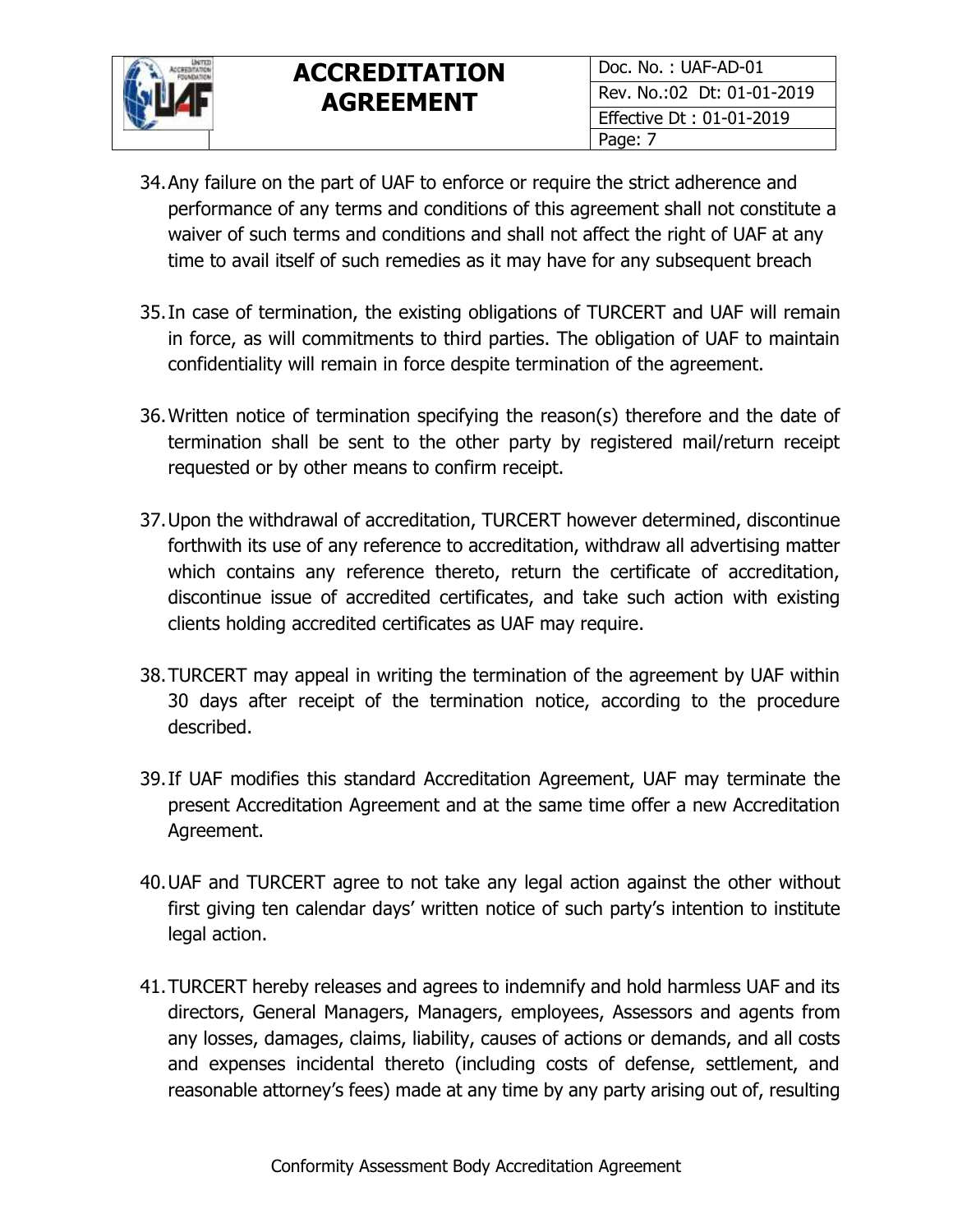34. Any failure on the part of UAF to enforce or require the strict adherence and performance of any terms and conditions of this agreement shall not constitute a waiver of such terms and conditions and shall not affect the right of UAF at any time to avail itself of such remedies as it may have for any subsequent breach

35. In case of termination, the existing obligations of TURCERT and UAF will remain in force, as will commitments to third parties. The obligation of UAF to maintain confidentiality will remain in force despite termination of the agreement.

36. Written notice of termination specifying the reason(s) therefore and the date of termination shall be sent to the other party by registered mail/return receipt requested or by other means to confirm receipt.

37. Upon the withdrawal of accreditation, TURCERT however determined, discontinue forthwith its use of any reference to accreditation, withdraw all advertising matter which contains any reference thereto, return the certificate of accreditation, discontinue issue of accredited certificates, and take such action with existing clients holding accredited certificates as UAF may require.

38. TURCERT may appeal in writing the termination of the agreement by UAF within 30 days after receipt of the termination notice, according to the procedure described.

39. If UAF modifies this standard Accreditation Agreement, UAF may terminate the present Accreditation Agreement and at the same time offer a new Accreditation Agreement.

40. UAF and TURCERT agree to not take any legal action against the other without first giving ten calendar days' written notice of such party's intention to institute legal action.

41. TURCERT hereby releases and agrees to indemnify and hold harmless UAF and its directors, General Managers, Managers, employees, Assessors and agents from any losses, damages, claims, liability, causes of actions or demands, and all costs and expenses incidental thereto (including costs of defense, settlement, and reasonable attorney's fees) made at any time by any party arising out of, resulting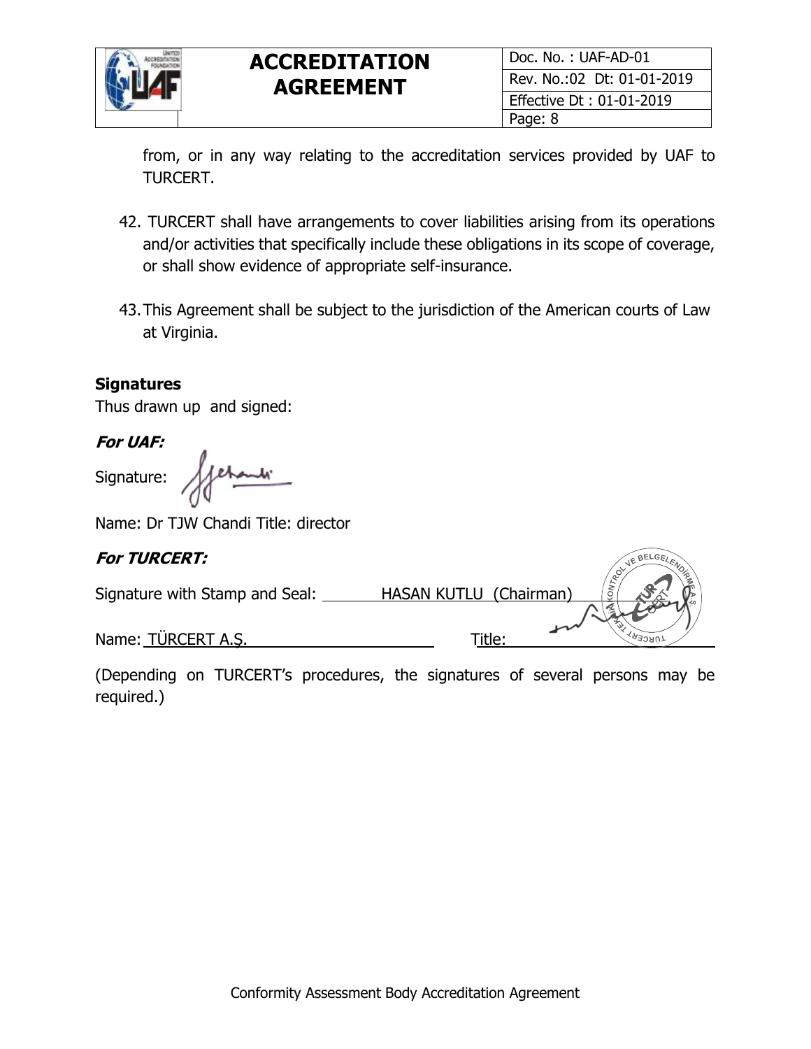from, or in any way relating to the accreditation services provided by UAF to TURCERT.

42. TURCERT shall have arrangements to cover liabilities arising from its operations and/or activities that specifically include these obligations in its scope of coverage, or shall show evidence of appropriate self-insurance.

43. This Agreement shall be subject to the jurisdiction of the American courts of Law at Virginia.

**Signatures**

Thus drawn up and signed:

***For UAF:***

Signature:

Name: Dr TJW Chandi Title: director

***For TURCERT:***

Signature with Stamp and Seal: HASAN KUTLU (Chairman)

Name: TÜRCERT A.Ş. Title:

(Depending on TURCERT's procedures, the signatures of several persons may be required.)